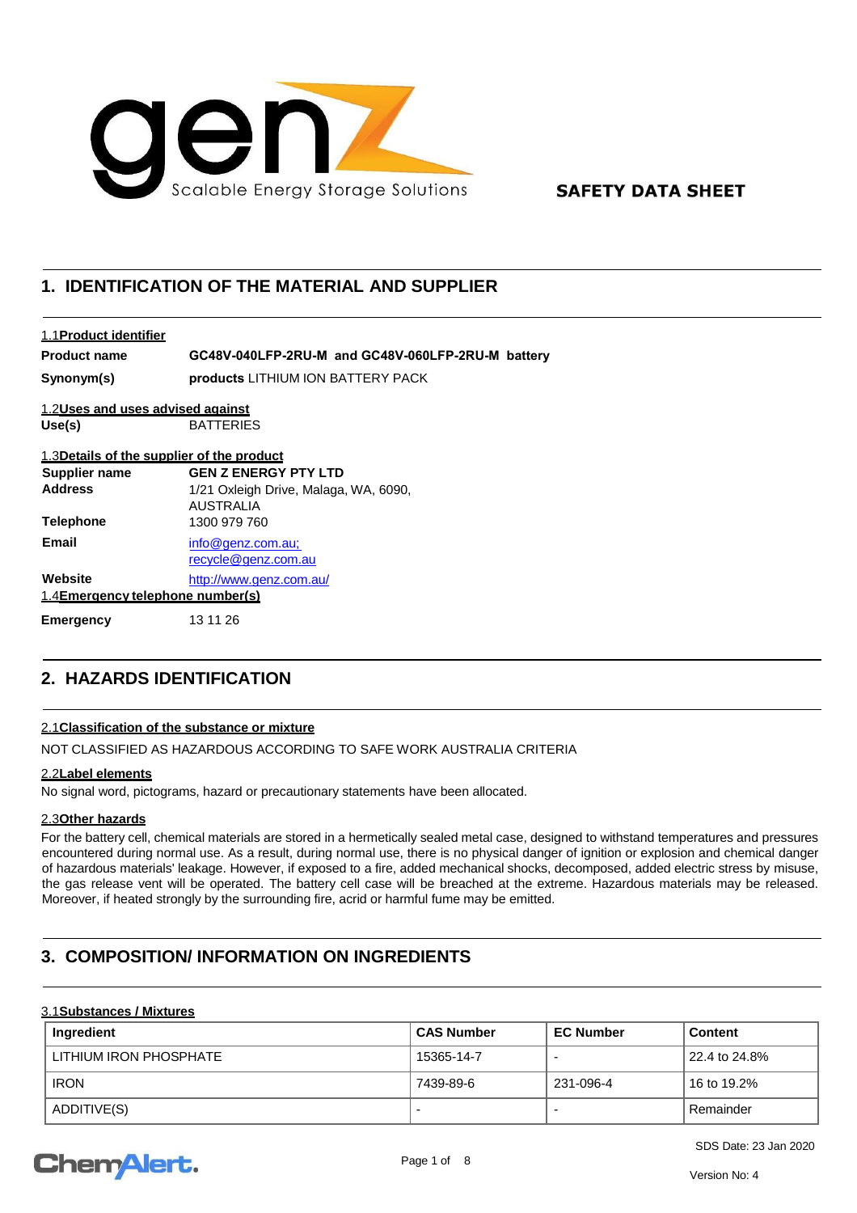genZ Scalable Energy Storage Solutions

**SAFETY DATA SHEET**

## 1. IDENTIFICATION OF THE MATERIAL AND SUPPLIER

### 1.1 Product identifier

| | |
|---|---|
| **Product name** | **GC48V-040LFP-2RU-M and GC48V-060LFP-2RU-M battery** |
| **Synonym(s)** | **products** LITHIUM ION BATTERY PACK |

### 1.2 Uses and uses advised against

| | |
|---|---|
| **Use(s)** | BATTERIES |

### 1.3 Details of the supplier of the product

| | |
|---|---|
| **Supplier name** | **GEN Z ENERGY PTY LTD** |
| **Address** | 1/21 Oxleigh Drive, Malaga, WA, 6090, AUSTRALIA |
| **Telephone** | 1300 979 760 |
| **Email** | info@genz.com.au; recycle@genz.com.au |
| **Website** | http://www.genz.com.au/ |

### 1.4 Emergency telephone number(s)

| | |
|---|---|
| **Emergency** | 13 11 26 |

## 2. HAZARDS IDENTIFICATION

### 2.1 Classification of the substance or mixture

NOT CLASSIFIED AS HAZARDOUS ACCORDING TO SAFE WORK AUSTRALIA CRITERIA

### 2.2 Label elements

No signal word, pictograms, hazard or precautionary statements have been allocated.

### 2.3 Other hazards

For the battery cell, chemical materials are stored in a hermetically sealed metal case, designed to withstand temperatures and pressures encountered during normal use. As a result, during normal use, there is no physical danger of ignition or explosion and chemical danger of hazardous materials' leakage. However, if exposed to a fire, added mechanical shocks, decomposed, added electric stress by misuse, the gas release vent will be operated. The battery cell case will be breached at the extreme. Hazardous materials may be released. Moreover, if heated strongly by the surrounding fire, acrid or harmful fume may be emitted.

## 3. COMPOSITION/ INFORMATION ON INGREDIENTS

### 3.1 Substances / Mixtures

| Ingredient | CAS Number | EC Number | Content |
|---|---|---|---|
| LITHIUM IRON PHOSPHATE | 15365-14-7 | - | 22.4 to 24.8% |
| IRON | 7439-89-6 | 231-096-4 | 16 to 19.2% |
| ADDITIVE(S) | - | - | Remainder |

SDS Date: 23 Jan 2020

Version No: 4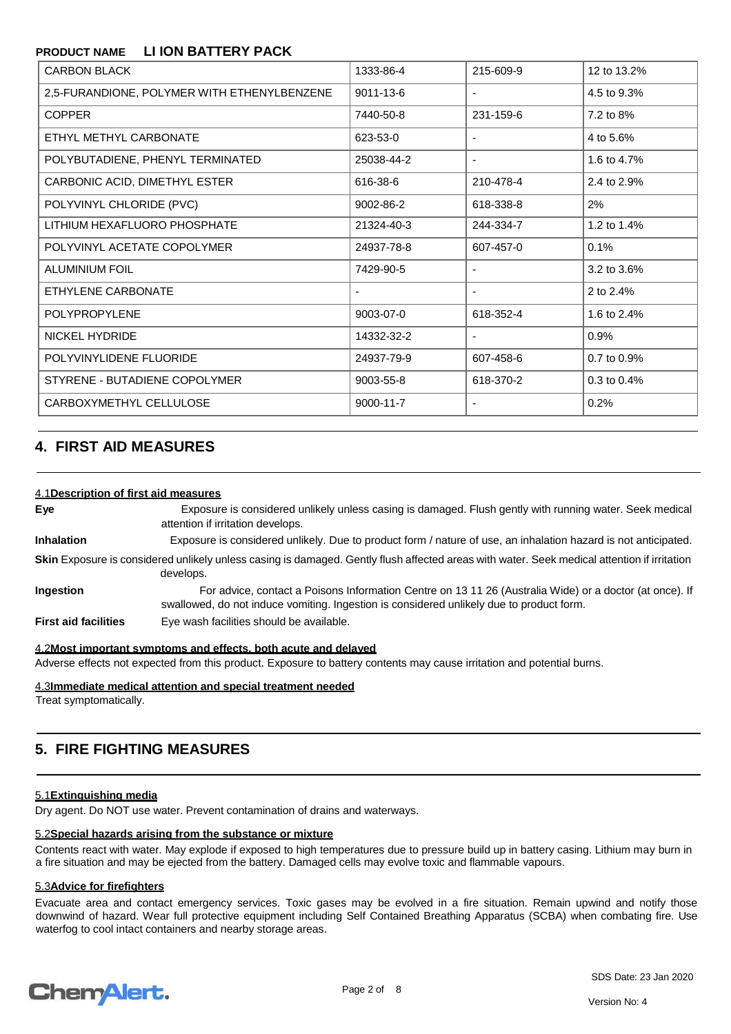| CARBON BLACK | 1333-86-4 | 215-609-9 | 12 to 13.2% |
| --- | --- | --- | --- |
| 2,5-FURANDIONE, POLYMER WITH ETHENYLBENZENE | 9011-13-6 | - | 4.5 to 9.3% |
| COPPER | 7440-50-8 | 231-159-6 | 7.2 to 8% |
| ETHYL METHYL CARBONATE | 623-53-0 | - | 4 to 5.6% |
| POLYBUTADIENE, PHENYL TERMINATED | 25038-44-2 | - | 1.6 to 4.7% |
| CARBONIC ACID, DIMETHYL ESTER | 616-38-6 | 210-478-4 | 2.4 to 2.9% |
| POLYVINYL CHLORIDE (PVC) | 9002-86-2 | 618-338-8 | 2% |
| LITHIUM HEXAFLUORO PHOSPHATE | 21324-40-3 | 244-334-7 | 1.2 to 1.4% |
| POLYVINYL ACETATE COPOLYMER | 24937-78-8 | 607-457-0 | 0.1% |
| ALUMINIUM FOIL | 7429-90-5 | - | 3.2 to 3.6% |
| ETHYLENE CARBONATE | - | - | 2 to 2.4% |
| POLYPROPYLENE | 9003-07-0 | 618-352-4 | 1.6 to 2.4% |
| NICKEL HYDRIDE | 14332-32-2 | - | 0.9% |
| POLYVINYLIDENE FLUORIDE | 24937-79-9 | 607-458-6 | 0.7 to 0.9% |
| STYRENE - BUTADIENE COPOLYMER | 9003-55-8 | 618-370-2 | 0.3 to 0.4% |
| CARBOXYMETHYL CELLULOSE | 9000-11-7 | - | 0.2% |

## 4. FIRST AID MEASURES

### 4.1 Description of first aid measures

**Eye** Exposure is considered unlikely unless casing is damaged. Flush gently with running water. Seek medical attention if irritation develops.

**Inhalation** Exposure is considered unlikely. Due to product form / nature of use, an inhalation hazard is not anticipated.

**Skin** Exposure is considered unlikely unless casing is damaged. Gently flush affected areas with water. Seek medical attention if irritation develops.

**Ingestion** For advice, contact a Poisons Information Centre on 13 11 26 (Australia Wide) or a doctor (at once). If swallowed, do not induce vomiting. Ingestion is considered unlikely due to product form.

**First aid facilities** Eye wash facilities should be available.

### 4.2 Most important symptoms and effects, both acute and delayed

Adverse effects not expected from this product. Exposure to battery contents may cause irritation and potential burns.

### 4.3 Immediate medical attention and special treatment needed

Treat symptomatically.

## 5. FIRE FIGHTING MEASURES

### 5.1 Extinguishing media

Dry agent. Do NOT use water. Prevent contamination of drains and waterways.

### 5.2 Special hazards arising from the substance or mixture

Contents react with water. May explode if exposed to high temperatures due to pressure build up in battery casing. Lithium may burn in a fire situation and may be ejected from the battery. Damaged cells may evolve toxic and flammable vapours.

### 5.3 Advice for firefighters

Evacuate area and contact emergency services. Toxic gases may be evolved in a fire situation. Remain upwind and notify those downwind of hazard. Wear full protective equipment including Self Contained Breathing Apparatus (SCBA) when combating fire. Use waterfog to cool intact containers and nearby storage areas.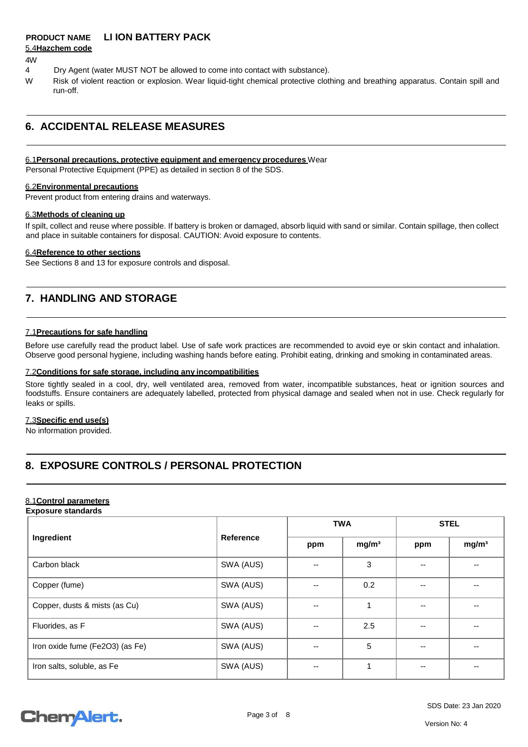### 5.4 Hazchem code

4W

4 Dry Agent (water MUST NOT be allowed to come into contact with substance).

W Risk of violent reaction or explosion. Wear liquid-tight chemical protective clothing and breathing apparatus. Contain spill and run-off.

## 6. ACCIDENTAL RELEASE MEASURES

### 6.1 Personal precautions, protective equipment and emergency procedures

Wear Personal Protective Equipment (PPE) as detailed in section 8 of the SDS.

### 6.2 Environmental precautions

Prevent product from entering drains and waterways.

### 6.3 Methods of cleaning up

If spilt, collect and reuse where possible. If battery is broken or damaged, absorb liquid with sand or similar. Contain spillage, then collect and place in suitable containers for disposal. CAUTION: Avoid exposure to contents.

### 6.4 Reference to other sections

See Sections 8 and 13 for exposure controls and disposal.

## 7. HANDLING AND STORAGE

### 7.1 Precautions for safe handling

Before use carefully read the product label. Use of safe work practices are recommended to avoid eye or skin contact and inhalation. Observe good personal hygiene, including washing hands before eating. Prohibit eating, drinking and smoking in contaminated areas.

### 7.2 Conditions for safe storage, including any incompatibilities

Store tightly sealed in a cool, dry, well ventilated area, removed from water, incompatible substances, heat or ignition sources and foodstuffs. Ensure containers are adequately labelled, protected from physical damage and sealed when not in use. Check regularly for leaks or spills.

### 7.3 Specific end use(s)

No information provided.

## 8. EXPOSURE CONTROLS / PERSONAL PROTECTION

### 8.1 Control parameters

**Exposure standards**

| Ingredient | Reference | TWA | | STEL | |
|---|---|---|---|---|---|
| | | ppm | mg/m³ | ppm | mg/m³ |
| Carbon black | SWA (AUS) | -- | 3 | -- | -- |
| Copper (fume) | SWA (AUS) | -- | 0.2 | -- | -- |
| Copper, dusts & mists (as Cu) | SWA (AUS) | -- | 1 | -- | -- |
| Fluorides, as F | SWA (AUS) | -- | 2.5 | -- | -- |
| Iron oxide fume (Fe2O3) (as Fe) | SWA (AUS) | -- | 5 | -- | -- |
| Iron salts, soluble, as Fe | SWA (AUS) | -- | 1 | -- | -- |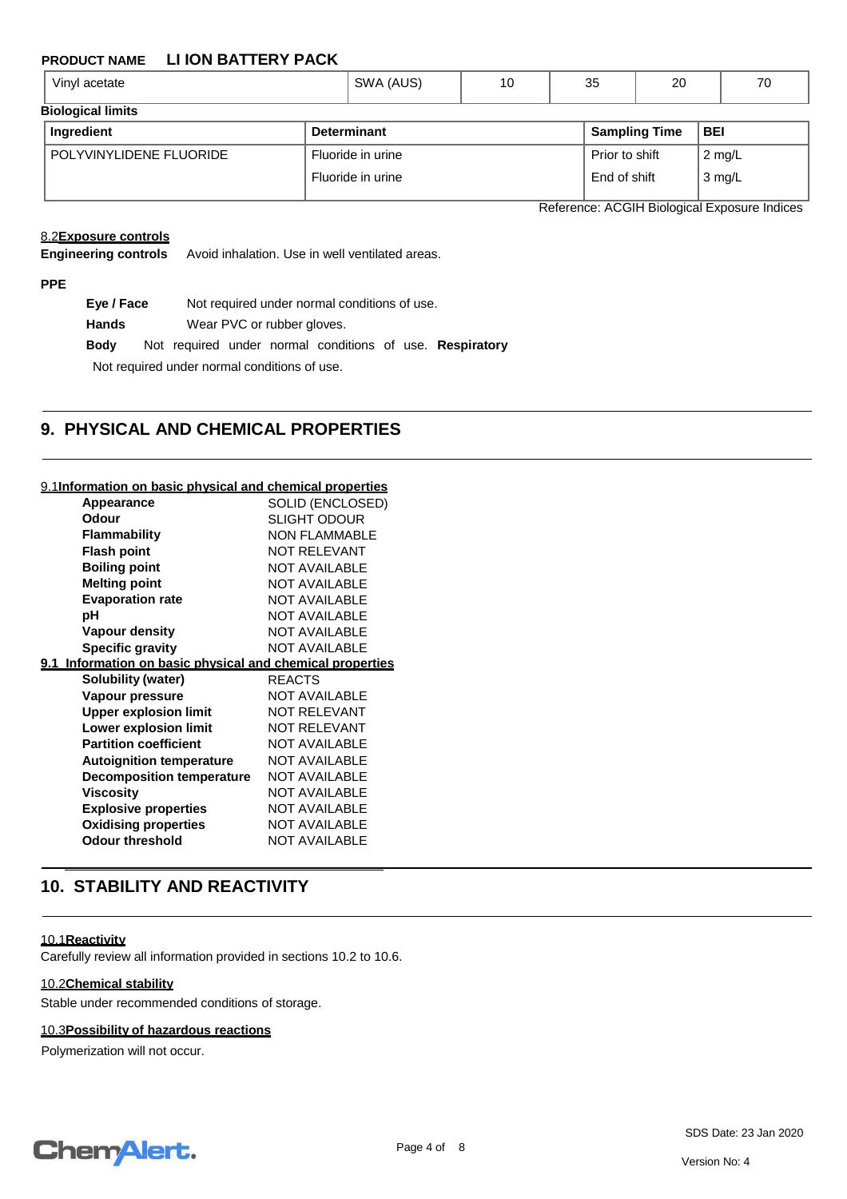| Vinyl acetate | SWA (AUS) | 10 | 35 | 20 | 70 |
|---|---|---|---|---|---|

**Biological limits**

| Ingredient | Determinant | Sampling Time | BEI |
|---|---|---|---|
| POLYVINYLIDENE FLUORIDE | Fluoride in urine | Prior to shift | 2 mg/L |
| | Fluoride in urine | End of shift | 3 mg/L |

Reference: ACGIH Biological Exposure Indices

### 8.2 Exposure controls

**Engineering controls** Avoid inhalation. Use in well ventilated areas.

**PPE**

**Eye / Face** Not required under normal conditions of use.

**Hands** Wear PVC or rubber gloves.

**Body** Not required under normal conditions of use.

**Respiratory** Not required under normal conditions of use.

## 9. PHYSICAL AND CHEMICAL PROPERTIES

### 9.1 Information on basic physical and chemical properties

| Property | Value |
|---|---|
| **Appearance** | SOLID (ENCLOSED) |
| **Odour** | SLIGHT ODOUR |
| **Flammability** | NON FLAMMABLE |
| **Flash point** | NOT RELEVANT |
| **Boiling point** | NOT AVAILABLE |
| **Melting point** | NOT AVAILABLE |
| **Evaporation rate** | NOT AVAILABLE |
| **pH** | NOT AVAILABLE |
| **Vapour density** | NOT AVAILABLE |
| **Specific gravity** | NOT AVAILABLE |

### 9.1 Information on basic physical and chemical properties

| Property | Value |
|---|---|
| **Solubility (water)** | REACTS |
| **Vapour pressure** | NOT AVAILABLE |
| **Upper explosion limit** | NOT RELEVANT |
| **Lower explosion limit** | NOT RELEVANT |
| **Partition coefficient** | NOT AVAILABLE |
| **Autoignition temperature** | NOT AVAILABLE |
| **Decomposition temperature** | NOT AVAILABLE |
| **Viscosity** | NOT AVAILABLE |
| **Explosive properties** | NOT AVAILABLE |
| **Oxidising properties** | NOT AVAILABLE |
| **Odour threshold** | NOT AVAILABLE |

## 10. STABILITY AND REACTIVITY

### 10.1 Reactivity

Carefully review all information provided in sections 10.2 to 10.6.

### 10.2 Chemical stability

Stable under recommended conditions of storage.

### 10.3 Possibility of hazardous reactions

Polymerization will not occur.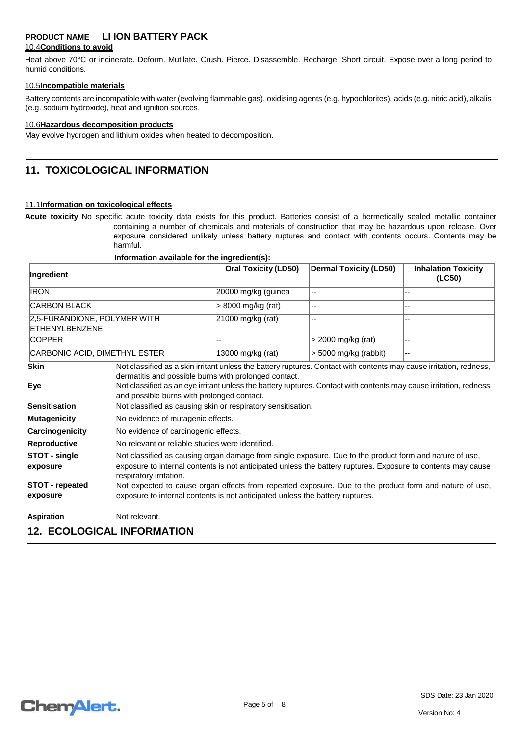**PRODUCT NAME LI ION BATTERY PACK**

### 10.4 Conditions to avoid

Heat above 70°C or incinerate. Deform. Mutilate. Crush. Pierce. Disassemble. Recharge. Short circuit. Expose over a long period to humid conditions.

### 10.5 Incompatible materials

Battery contents are incompatible with water (evolving flammable gas), oxidising agents (e.g. hypochlorites), acids (e.g. nitric acid), alkalis (e.g. sodium hydroxide), heat and ignition sources.

### 10.6 Hazardous decomposition products

May evolve hydrogen and lithium oxides when heated to decomposition.

## 11. TOXICOLOGICAL INFORMATION

### 11.1 Information on toxicological effects

**Acute toxicity** No specific acute toxicity data exists for this product. Batteries consist of a hermetically sealed metallic container containing a number of chemicals and materials of construction that may be hazardous upon release. Over exposure considered unlikely unless battery ruptures and contact with contents occurs. Contents may be harmful.

**Information available for the ingredient(s):**

| Ingredient | Oral Toxicity (LD50) | Dermal Toxicity (LD50) | Inhalation Toxicity (LC50) |
|---|---|---|---|
| IRON | 20000 mg/kg (guinea | -- | -- |
| CARBON BLACK | > 8000 mg/kg (rat) | -- | -- |
| 2,5-FURANDIONE, POLYMER WITH ETHENYLBENZENE | 21000 mg/kg (rat) | -- | -- |
| COPPER | -- | > 2000 mg/kg (rat) | -- |
| CARBONIC ACID, DIMETHYL ESTER | 13000 mg/kg (rat) | > 5000 mg/kg (rabbit) | -- |

**Skin** Not classified as a skin irritant unless the battery ruptures. Contact with contents may cause irritation, redness, dermatitis and possible burns with prolonged contact.

**Eye** Not classified as an eye irritant unless the battery ruptures. Contact with contents may cause irritation, redness and possible burns with prolonged contact.

**Sensitisation** Not classified as causing skin or respiratory sensitisation.

**Mutagenicity** No evidence of mutagenic effects.

**Carcinogenicity** No evidence of carcinogenic effects.

**Reproductive** No relevant or reliable studies were identified.

**STOT - single exposure** Not classified as causing organ damage from single exposure. Due to the product form and nature of use, exposure to internal contents is not anticipated unless the battery ruptures. Exposure to contents may cause respiratory irritation.

**STOT - repeated exposure** Not expected to cause organ effects from repeated exposure. Due to the product form and nature of use, exposure to internal contents is not anticipated unless the battery ruptures.

**Aspiration** Not relevant.

## 12. ECOLOGICAL INFORMATION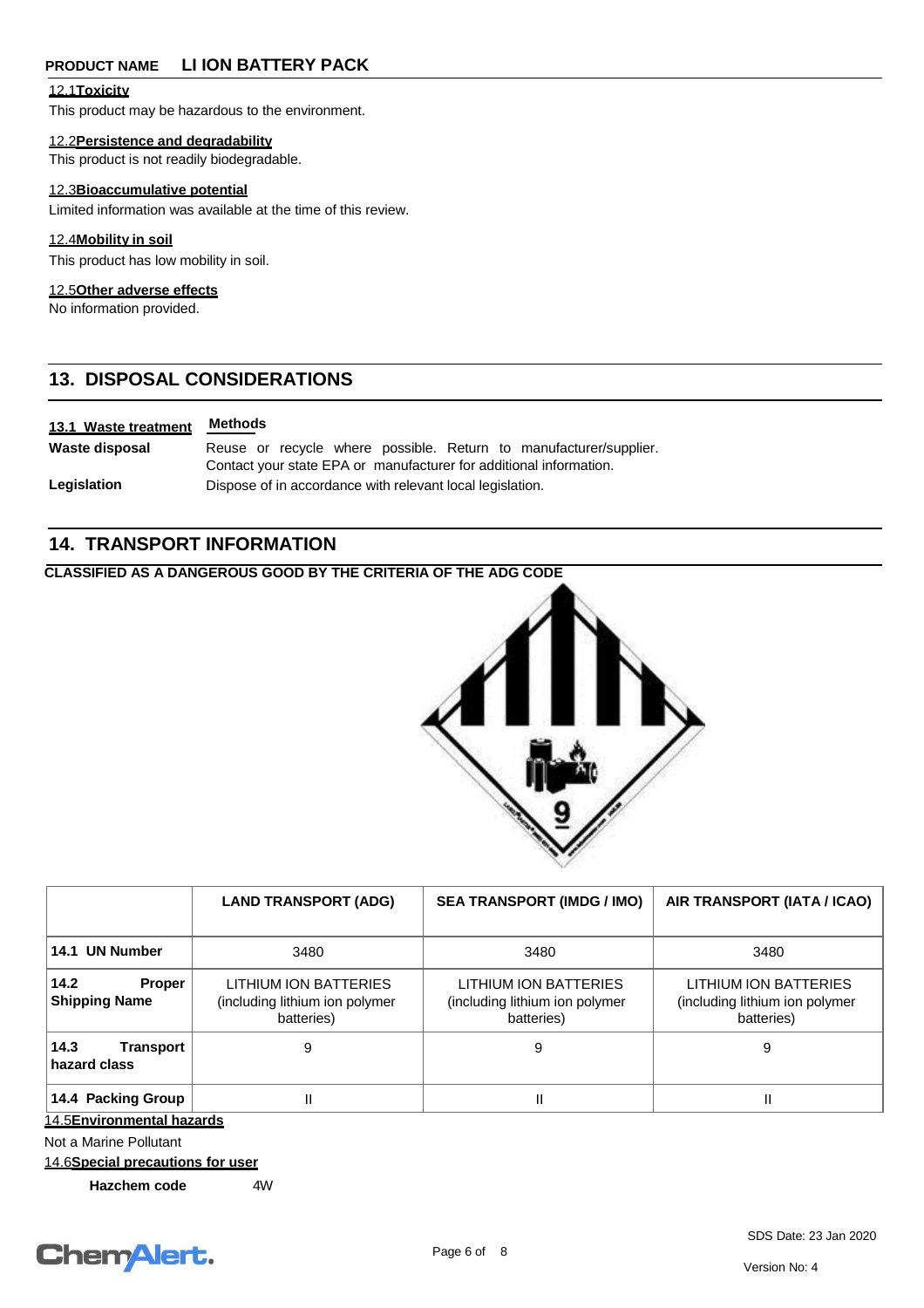### 12.1 Toxicity

This product may be hazardous to the environment.

### 12.2 Persistence and degradability

This product is not readily biodegradable.

### 12.3 Bioaccumulative potential

Limited information was available at the time of this review.

### 12.4 Mobility in soil

This product has low mobility in soil.

### 12.5 Other adverse effects

No information provided.

## 13. DISPOSAL CONSIDERATIONS

| 13.1 Waste treatment | Methods |
|---|---|
| **Waste disposal** | Reuse or recycle where possible. Return to manufacturer/supplier. Contact your state EPA or manufacturer for additional information. |
| **Legislation** | Dispose of in accordance with relevant local legislation. |

## 14. TRANSPORT INFORMATION

**CLASSIFIED AS A DANGEROUS GOOD BY THE CRITERIA OF THE ADG CODE**

| | LAND TRANSPORT (ADG) | SEA TRANSPORT (IMDG / IMO) | AIR TRANSPORT (IATA / ICAO) |
|---|---|---|---|
| **14.1 UN Number** | 3480 | 3480 | 3480 |
| **14.2 Proper Shipping Name** | LITHIUM ION BATTERIES (including lithium ion polymer batteries) | LITHIUM ION BATTERIES (including lithium ion polymer batteries) | LITHIUM ION BATTERIES (including lithium ion polymer batteries) |
| **14.3 Transport hazard class** | 9 | 9 | 9 |
| **14.4 Packing Group** | II | II | II |

### 14.5 Environmental hazards

Not a Marine Pollutant

### 14.6 Special precautions for user

**Hazchem code** 4W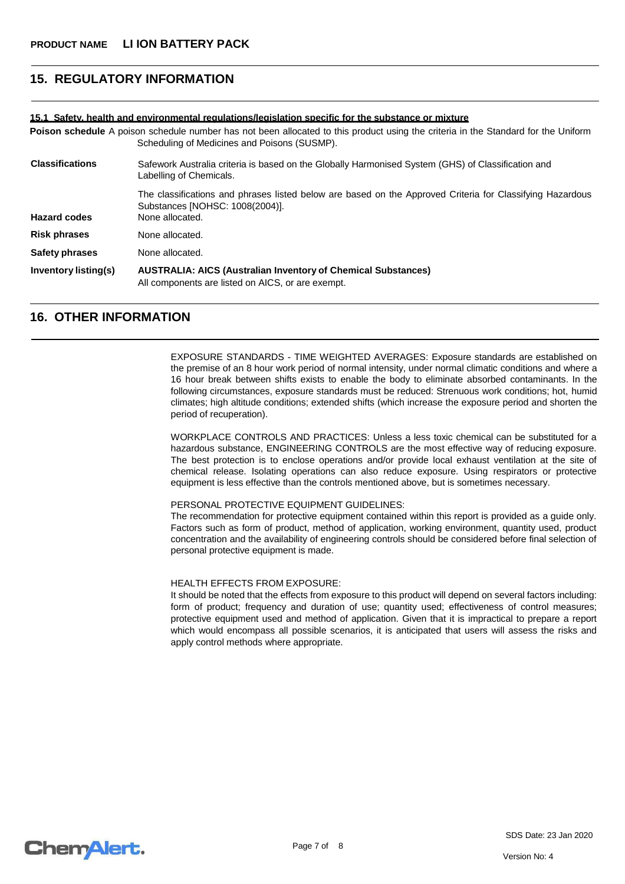## 15. REGULATORY INFORMATION

**15.1 Safety, health and environmental regulations/legislation specific for the substance or mixture**

**Poison schedule** A poison schedule number has not been allocated to this product using the criteria in the Standard for the Uniform Scheduling of Medicines and Poisons (SUSMP).

| | |
|---|---|
| **Classifications** | Safework Australia criteria is based on the Globally Harmonised System (GHS) of Classification and Labelling of Chemicals. |
| | The classifications and phrases listed below are based on the Approved Criteria for Classifying Hazardous Substances [NOHSC: 1008(2004)]. |
| **Hazard codes** | None allocated. |
| **Risk phrases** | None allocated. |
| **Safety phrases** | None allocated. |
| **Inventory listing(s)** | **AUSTRALIA: AICS (Australian Inventory of Chemical Substances)** All components are listed on AICS, or are exempt. |

## 16. OTHER INFORMATION

EXPOSURE STANDARDS - TIME WEIGHTED AVERAGES: Exposure standards are established on the premise of an 8 hour work period of normal intensity, under normal climatic conditions and where a 16 hour break between shifts exists to enable the body to eliminate absorbed contaminants. In the following circumstances, exposure standards must be reduced: Strenuous work conditions; hot, humid climates; high altitude conditions; extended shifts (which increase the exposure period and shorten the period of recuperation).

WORKPLACE CONTROLS AND PRACTICES: Unless a less toxic chemical can be substituted for a hazardous substance, ENGINEERING CONTROLS are the most effective way of reducing exposure. The best protection is to enclose operations and/or provide local exhaust ventilation at the site of chemical release. Isolating operations can also reduce exposure. Using respirators or protective equipment is less effective than the controls mentioned above, but is sometimes necessary.

PERSONAL PROTECTIVE EQUIPMENT GUIDELINES:
The recommendation for protective equipment contained within this report is provided as a guide only. Factors such as form of product, method of application, working environment, quantity used, product concentration and the availability of engineering controls should be considered before final selection of personal protective equipment is made.

HEALTH EFFECTS FROM EXPOSURE:
It should be noted that the effects from exposure to this product will depend on several factors including: form of product; frequency and duration of use; quantity used; effectiveness of control measures; protective equipment used and method of application. Given that it is impractical to prepare a report which would encompass all possible scenarios, it is anticipated that users will assess the risks and apply control methods where appropriate.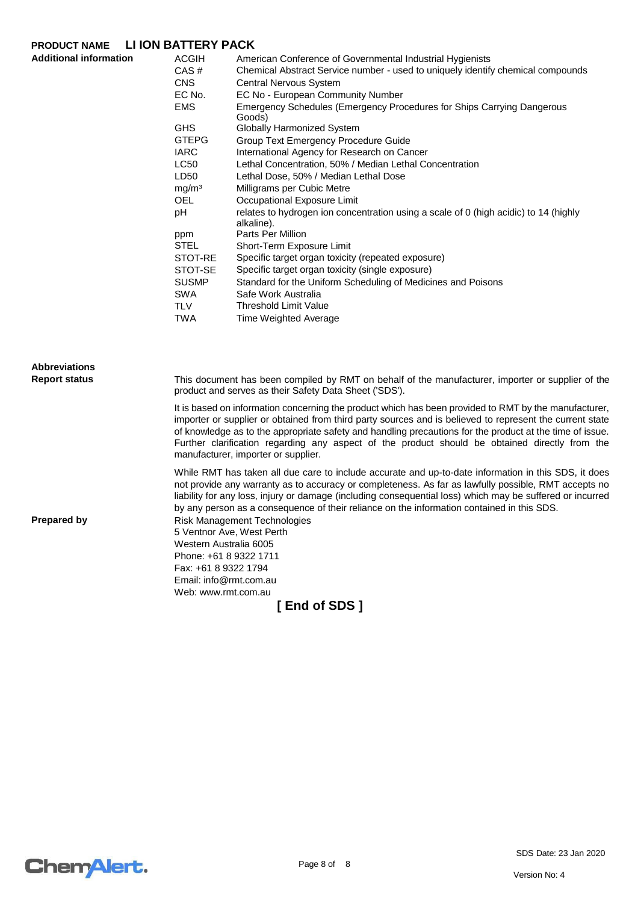**PRODUCT NAME** **LI ION BATTERY PACK**

**Additional information**

| | |
|---|---|
| ACGIH | American Conference of Governmental Industrial Hygienists |
| CAS # | Chemical Abstract Service number - used to uniquely identify chemical compounds |
| CNS | Central Nervous System |
| EC No. | EC No - European Community Number |
| EMS | Emergency Schedules (Emergency Procedures for Ships Carrying Dangerous Goods) |
| GHS | Globally Harmonized System |
| GTEPG | Group Text Emergency Procedure Guide |
| IARC | International Agency for Research on Cancer |
| LC50 | Lethal Concentration, 50% / Median Lethal Concentration |
| LD50 | Lethal Dose, 50% / Median Lethal Dose |
| $mg/m^3$ | Milligrams per Cubic Metre |
| OEL | Occupational Exposure Limit |
| pH | relates to hydrogen ion concentration using a scale of 0 (high acidic) to 14 (highly alkaline). |
| ppm | Parts Per Million |
| STEL | Short-Term Exposure Limit |
| STOT-RE | Specific target organ toxicity (repeated exposure) |
| STOT-SE | Specific target organ toxicity (single exposure) |
| SUSMP | Standard for the Uniform Scheduling of Medicines and Poisons |
| SWA | Safe Work Australia |
| TLV | Threshold Limit Value |
| TWA | Time Weighted Average |

**Abbreviations**

**Report status**

This document has been compiled by RMT on behalf of the manufacturer, importer or supplier of the product and serves as their Safety Data Sheet ('SDS').

It is based on information concerning the product which has been provided to RMT by the manufacturer, importer or supplier or obtained from third party sources and is believed to represent the current state of knowledge as to the appropriate safety and handling precautions for the product at the time of issue. Further clarification regarding any aspect of the product should be obtained directly from the manufacturer, importer or supplier.

While RMT has taken all due care to include accurate and up-to-date information in this SDS, it does not provide any warranty as to accuracy or completeness. As far as lawfully possible, RMT accepts no liability for any loss, injury or damage (including consequential loss) which may be suffered or incurred by any person as a consequence of their reliance on the information contained in this SDS.

**Prepared by**

Risk Management Technologies
5 Ventnor Ave, West Perth
Western Australia 6005
Phone: +61 8 9322 1711
Fax: +61 8 9322 1794
Email: info@rmt.com.au
Web: www.rmt.com.au

**[ End of SDS ]**

SDS Date: 23 Jan 2020

Version No: 4